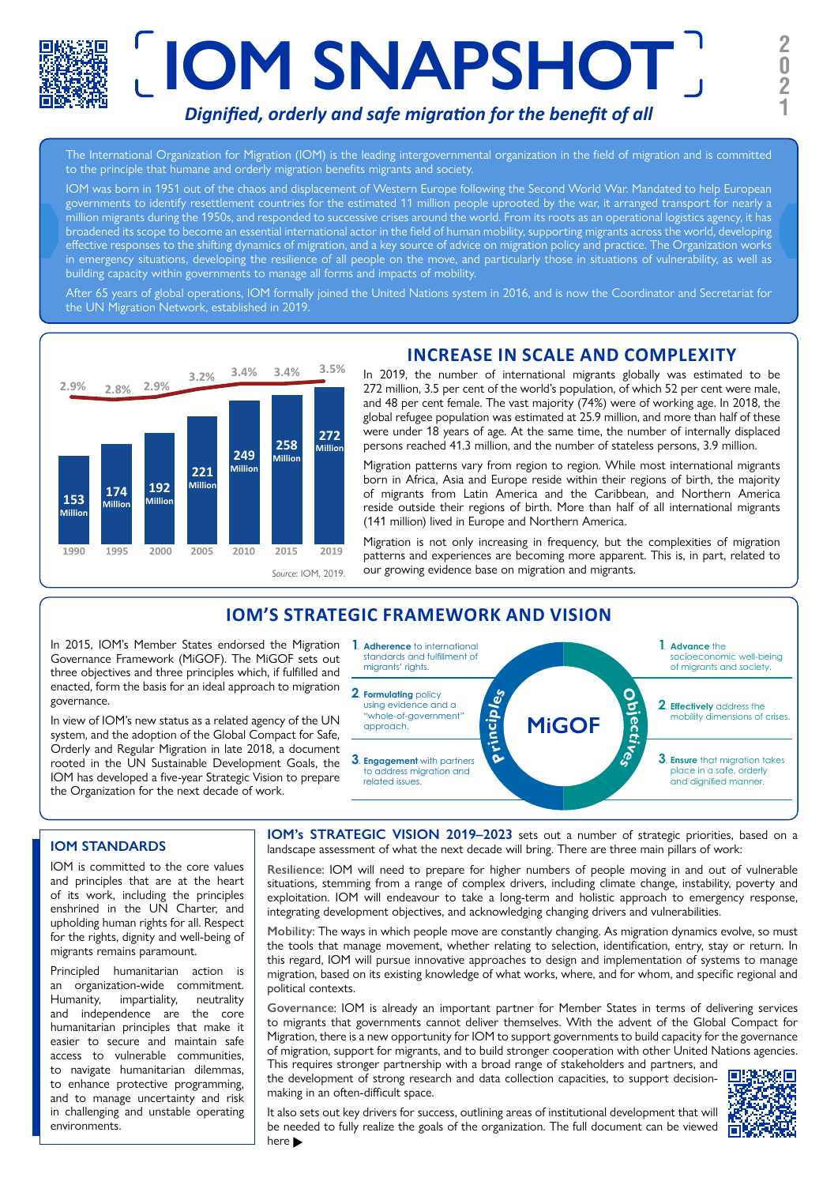# IOM SNAPSHOT

2021

*Dignified, orderly and safe migration for the benefit of all*

The International Organization for Migration (IOM) is the leading intergovernmental organization in the field of migration and is committed to the principle that humane and orderly migration benefits migrants and society.

IOM was born in 1951 out of the chaos and displacement of Western Europe following the Second World War. Mandated to help European governments to identify resettlement countries for the estimated 11 million people uprooted by the war, it arranged transport for nearly a million migrants during the 1950s, and responded to successive crises around the world. From its roots as an operational logistics agency, it has broadened its scope to become an essential international actor in the field of human mobility, supporting migrants across the world, developing effective responses to the shifting dynamics of migration, and a key source of advice on migration policy and practice. The Organization works in emergency situations, developing the resilience of all people on the move, and particularly those in situations of vulnerability, as well as building capacity within governments to manage all forms and impacts of mobility.

After 65 years of global operations, IOM formally joined the United Nations system in 2016, and is now the Coordinator and Secretariat for the UN Migration Network, established in 2019.

| Year | International migrants | Share of world population |
|---|---|---|
| 1990 | 153 Million | 2.9% |
| 1995 | 174 Million | 2.8% |
| 2000 | 192 Million | 2.9% |
| 2005 | 221 Million | 3.2% |
| 2010 | 249 Million | 3.4% |
| 2015 | 258 Million | 3.4% |
| 2019 | 272 Million | 3.5% |

*Source:* IOM, 2019.

## INCREASE IN SCALE AND COMPLEXITY

In 2019, the number of international migrants globally was estimated to be 272 million, 3.5 per cent of the world's population, of which 52 per cent were male, and 48 per cent female. The vast majority (74%) were of working age. In 2018, the global refugee population was estimated at 25.9 million, and more than half of these were under 18 years of age. At the same time, the number of internally displaced persons reached 41.3 million, and the number of stateless persons, 3.9 million.

Migration patterns vary from region to region. While most international migrants born in Africa, Asia and Europe reside within their regions of birth, the majority of migrants from Latin America and the Caribbean, and Northern America reside outside their regions of birth. More than half of all international migrants (141 million) lived in Europe and Northern America.

Migration is not only increasing in frequency, but the complexities of migration patterns and experiences are becoming more apparent. This is, in part, related to our growing evidence base on migration and migrants.

## IOM'S STRATEGIC FRAMEWORK AND VISION

In 2015, IOM's Member States endorsed the Migration Governance Framework (MiGOF). The MiGOF sets out three objectives and three principles which, if fulfilled and enacted, form the basis for an ideal approach to migration governance.

In view of IOM's new status as a related agency of the UN system, and the adoption of the Global Compact for Safe, Orderly and Regular Migration in late 2018, a document rooted in the UN Sustainable Development Goals, the IOM has developed a five-year Strategic Vision to prepare the Organization for the next decade of work.

**MiGOF**

Principles:

1. **Adherence** to international standards and fulfillment of migrants' rights.
2. **Formulating** policy using evidence and a "whole-of-government" approach.
3. **Engagement** with partners to address migration and related issues.

Objectives:

1. **Advance** the socioeconomic well-being of migrants and society.
2. **Effectively** address the mobility dimensions of crises.
3. **Ensure** that migration takes place in a safe, orderly and dignified manner.

### IOM STANDARDS

IOM is committed to the core values and principles that are at the heart of its work, including the principles enshrined in the UN Charter, and upholding human rights for all. Respect for the rights, dignity and well-being of migrants remains paramount.

Principled humanitarian action is an organization-wide commitment. Humanity, impartiality, neutrality and independence are the core humanitarian principles that make it easier to secure and maintain safe access to vulnerable communities, to navigate humanitarian dilemmas, to enhance protective programming, and to manage uncertainty and risk in challenging and unstable operating environments.

**IOM's STRATEGIC VISION 2019–2023** sets out a number of strategic priorities, based on a landscape assessment of what the next decade will bring. There are three main pillars of work:

**Resilience**: IOM will need to prepare for higher numbers of people moving in and out of vulnerable situations, stemming from a range of complex drivers, including climate change, instability, poverty and exploitation. IOM will endeavour to take a long-term and holistic approach to emergency response, integrating development objectives, and acknowledging changing drivers and vulnerabilities.

**Mobility**: The ways in which people move are constantly changing. As migration dynamics evolve, so must the tools that manage movement, whether relating to selection, identification, entry, stay or return. In this regard, IOM will pursue innovative approaches to design and implementation of systems to manage migration, based on its existing knowledge of what works, where, and for whom, and specific regional and political contexts.

**Governance**: IOM is already an important partner for Member States in terms of delivering services to migrants that governments cannot deliver themselves. With the advent of the Global Compact for Migration, there is a new opportunity for IOM to support governments to build capacity for the governance of migration, support for migrants, and to build stronger cooperation with other United Nations agencies. This requires stronger partnership with a broad range of stakeholders and partners, and the development of strong research and data collection capacities, to support decision-making in an often-difficult space.

It also sets out key drivers for success, outlining areas of institutional development that will be needed to fully realize the goals of the organization. The full document can be viewed here ▶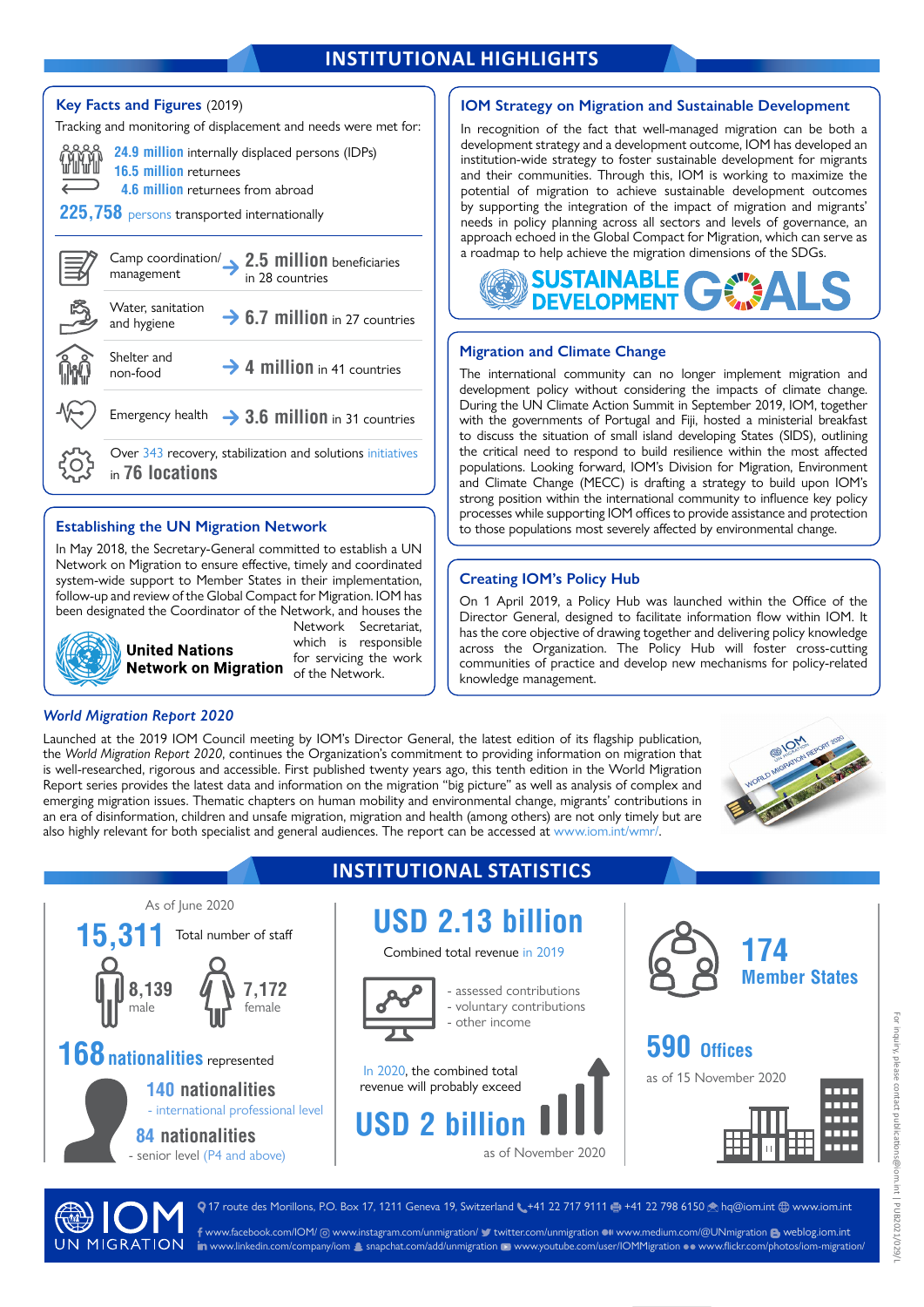# INSTITUTIONAL HIGHLIGHTS

## Key Facts and Figures (2019)

Tracking and monitoring of displacement and needs were met for:

- **24.9 million** internally displaced persons (IDPs)
- **16.5 million** returnees
- **4.6 million** returnees from abroad

**225,758** persons transported internationally

| | | |
|---|---|---|
| Camp coordination/ management | → | **2.5 million** beneficiaries in 28 countries |
| Water, sanitation and hygiene | → | **6.7 million** in 27 countries |
| Shelter and non-food | → | **4 million** in 41 countries |
| Emergency health | → | **3.6 million** in 31 countries |

Over 343 recovery, stabilization and solutions initiatives in **76 locations**

## IOM Strategy on Migration and Sustainable Development

In recognition of the fact that well-managed migration can be both a development strategy and a development outcome, IOM has developed an institution-wide strategy to foster sustainable development for migrants and their communities. Through this, IOM is working to maximize the potential of migration to achieve sustainable development outcomes by supporting the integration of the impact of migration and migrants' needs in policy planning across all sectors and levels of governance, an approach echoed in the Global Compact for Migration, which can serve as a roadmap to help achieve the migration dimensions of the SDGs.

SUSTAINABLE DEVELOPMENT GOALS

## Migration and Climate Change

The international community can no longer implement migration and development policy without considering the impacts of climate change. During the UN Climate Action Summit in September 2019, IOM, together with the governments of Portugal and Fiji, hosted a ministerial breakfast to discuss the situation of small island developing States (SIDS), outlining the critical need to respond to build resilience within the most affected populations. Looking forward, IOM's Division for Migration, Environment and Climate Change (MECC) is drafting a strategy to build upon IOM's strong position within the international community to influence key policy processes while supporting IOM offices to provide assistance and protection to those populations most severely affected by environmental change.

## Establishing the UN Migration Network

In May 2018, the Secretary-General committed to establish a UN Network on Migration to ensure effective, timely and coordinated system-wide support to Member States in their implementation, follow-up and review of the Global Compact for Migration. IOM has been designated the Coordinator of the Network, and houses the Network Secretariat, which is responsible for servicing the work of the Network.

**United Nations Network on Migration**

## Creating IOM's Policy Hub

On 1 April 2019, a Policy Hub was launched within the Office of the Director General, designed to facilitate information flow within IOM. It has the core objective of drawing together and delivering policy knowledge across the Organization. The Policy Hub will foster cross-cutting communities of practice and develop new mechanisms for policy-related knowledge management.

## *World Migration Report 2020*

Launched at the 2019 IOM Council meeting by IOM's Director General, the latest edition of its flagship publication, the *World Migration Report 2020*, continues the Organization's commitment to providing information on migration that is well-researched, rigorous and accessible. First published twenty years ago, this tenth edition in the World Migration Report series provides the latest data and information on the migration "big picture" as well as analysis of complex and emerging migration issues. Thematic chapters on human mobility and environmental change, migrants' contributions in an era of disinformation, children and unsafe migration, migration and health (among others) are not only timely but are also highly relevant for both specialist and general audiences. The report can be accessed at www.iom.int/wmr/.

# INSTITUTIONAL STATISTICS

As of June 2020

**15,311** Total number of staff

**8,139** male

**7,172** female

**168 nationalities** represented

**140 nationalities** - international professional level

**84 nationalities** - senior level (P4 and above)

**USD 2.13 billion**

Combined total revenue in 2019

- assessed contributions
- voluntary contributions
- other income

In 2020, the combined total revenue will probably exceed

**USD 2 billion**

as of November 2020

**174 Member States**

**590 Offices**

as of 15 November 2020

---

IOM UN MIGRATION

17 route des Morillons, P.O. Box 17, 1211 Geneva 19, Switzerland +41 22 717 9111 +41 22 798 6150 hq@iom.int www.iom.int

www.facebook.com/IOM/ www.instagram.com/unmigration/ twitter.com/unmigration www.medium.com/@UNmigration weblog.iom.int www.linkedin.com/company/iom snapchat.com/add/unmigration www.youtube.com/user/IOMMigration www.flickr.com/photos/iom-migration/

For inquiry, please contact publications@iom.int | PUB2021/029/L